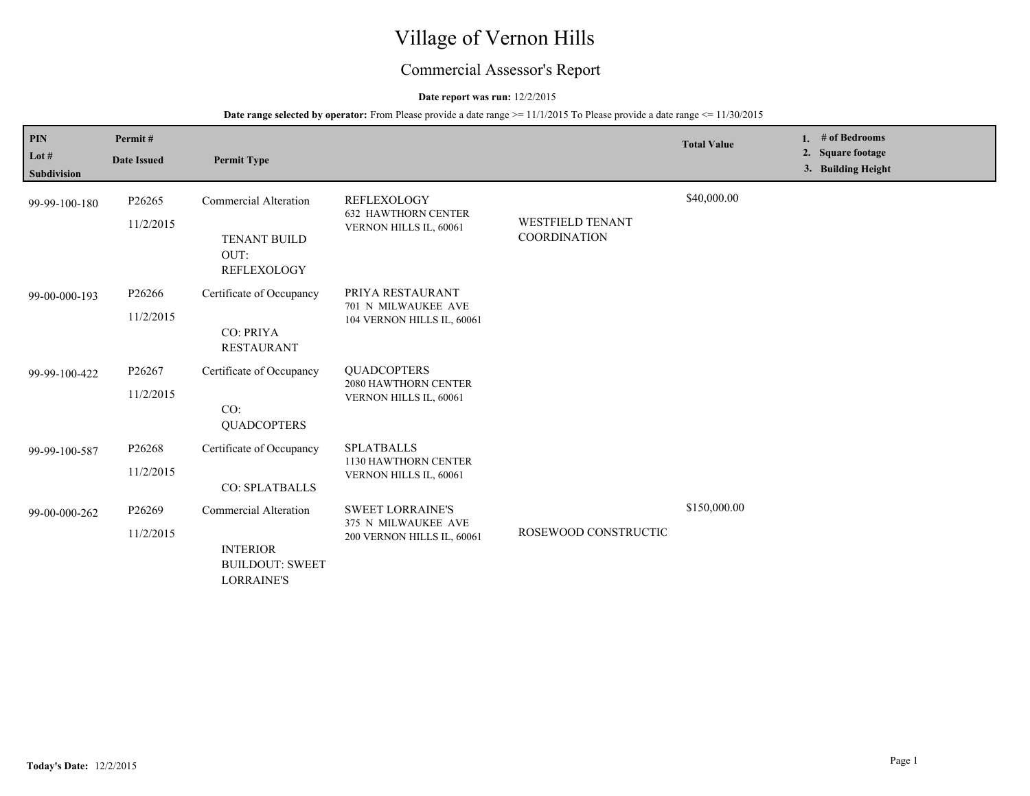# Village of Vernon Hills

## Commercial Assessor's Report

**Date report was run:** 12/2/2015

**Date range selected by operator:** From Please provide a date range >= 11/1/2015 To Please provide a date range <= 11/30/2015

| PIN<br>Lot #<br>Subdivision | Permit #<br>Date Issued | Permit Type | | | Total Value | 1. # of Bedrooms<br>2. Square footage<br>3. Building Height |
|---|---|---|---|---|---|---|
| 99-99-100-180 | P26265<br>11/2/2015 | Commercial Alteration<br><br>TENANT BUILD OUT: REFLEXOLOGY | REFLEXOLOGY<br>632 HAWTHORN CENTER<br>VERNON HILLS IL, 60061 | WESTFIELD TENANT COORDINATION | $40,000.00 | |
| 99-00-000-193 | P26266<br>11/2/2015 | Certificate of Occupancy<br><br>CO: PRIYA RESTAURANT | PRIYA RESTAURANT<br>701 N MILWAUKEE AVE<br>104 VERNON HILLS IL, 60061 | | | |
| 99-99-100-422 | P26267<br>11/2/2015 | Certificate of Occupancy<br><br>CO: QUADCOPTERS | QUADCOPTERS<br>2080 HAWTHORN CENTER<br>VERNON HILLS IL, 60061 | | | |
| 99-99-100-587 | P26268<br>11/2/2015 | Certificate of Occupancy<br><br>CO: SPLATBALLS | SPLATBALLS<br>1130 HAWTHORN CENTER<br>VERNON HILLS IL, 60061 | | | |
| 99-00-000-262 | P26269<br>11/2/2015 | Commercial Alteration<br><br>INTERIOR BUILDOUT: SWEET LORRAINE'S | SWEET LORRAINE'S<br>375 N MILWAUKEE AVE<br>200 VERNON HILLS IL, 60061 | ROSEWOOD CONSTRUCTIC | $150,000.00 | |

**Today's Date:** 12/2/2015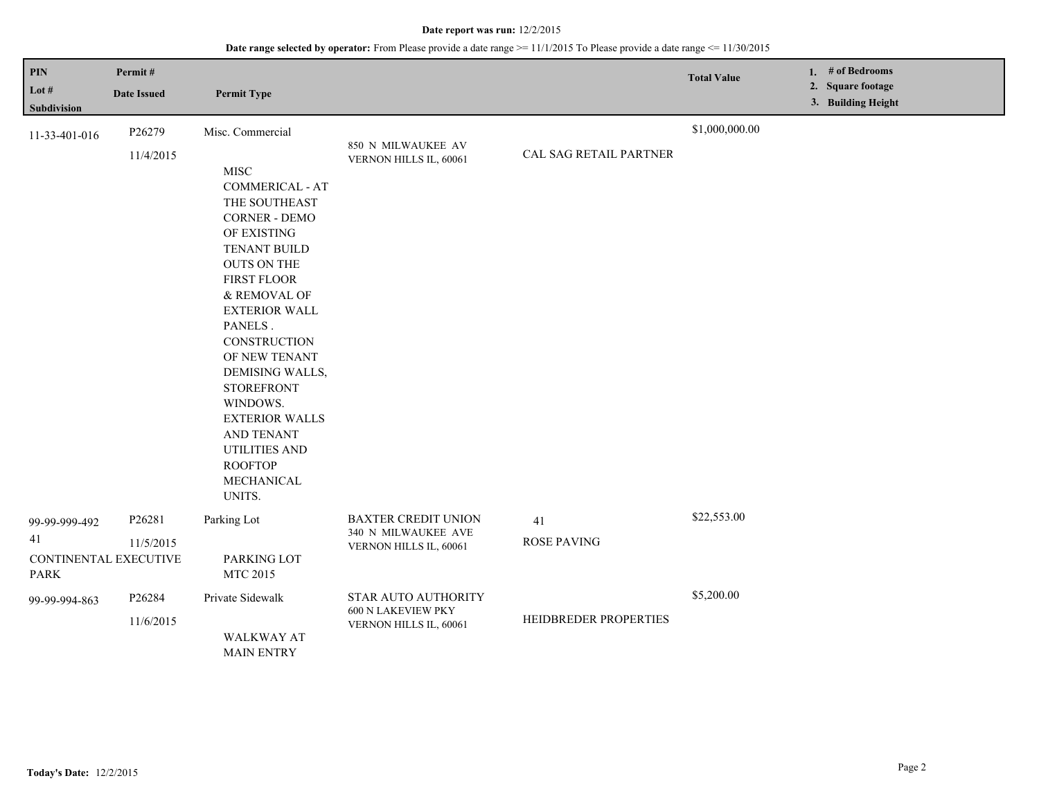**Date report was run:** 12/2/2015

**Date range selected by operator:** From Please provide a date range >= 11/1/2015 To Please provide a date range <= 11/30/2015

| PIN<br>Lot #<br>Subdivision | Permit #<br>Date Issued | Permit Type | | | Total Value | 1. # of Bedrooms<br>2. Square footage<br>3. Building Height |
|---|---|---|---|---|---|---|
| 11-33-401-016 | P26279<br>11/4/2015 | Misc. Commercial<br><br>MISC COMMERICAL - AT THE SOUTHEAST CORNER - DEMO OF EXISTING TENANT BUILD OUTS ON THE FIRST FLOOR & REMOVAL OF EXTERIOR WALL PANELS . CONSTRUCTION OF NEW TENANT DEMISING WALLS, STOREFRONT WINDOWS. EXTERIOR WALLS AND TENANT UTILITIES AND ROOFTOP MECHANICAL UNITS. | 850 N MILWAUKEE AV<br>VERNON HILLS IL, 60061 | CAL SAG RETAIL PARTNER | $1,000,000.00 | |
| 99-99-999-492<br>41<br>CONTINENTAL EXECUTIVE PARK | P26281<br>11/5/2015 | Parking Lot<br><br>PARKING LOT MTC 2015 | BAXTER CREDIT UNION<br>340 N MILWAUKEE AVE<br>VERNON HILLS IL, 60061 | 41<br>ROSE PAVING | $22,553.00 | |
| 99-99-994-863 | P26284<br>11/6/2015 | Private Sidewalk<br><br>WALKWAY AT MAIN ENTRY | STAR AUTO AUTHORITY<br>600 N LAKEVIEW PKY<br>VERNON HILLS IL, 60061 | HEIDBREDER PROPERTIES | $5,200.00 | |

**Today's Date:** 12/2/2015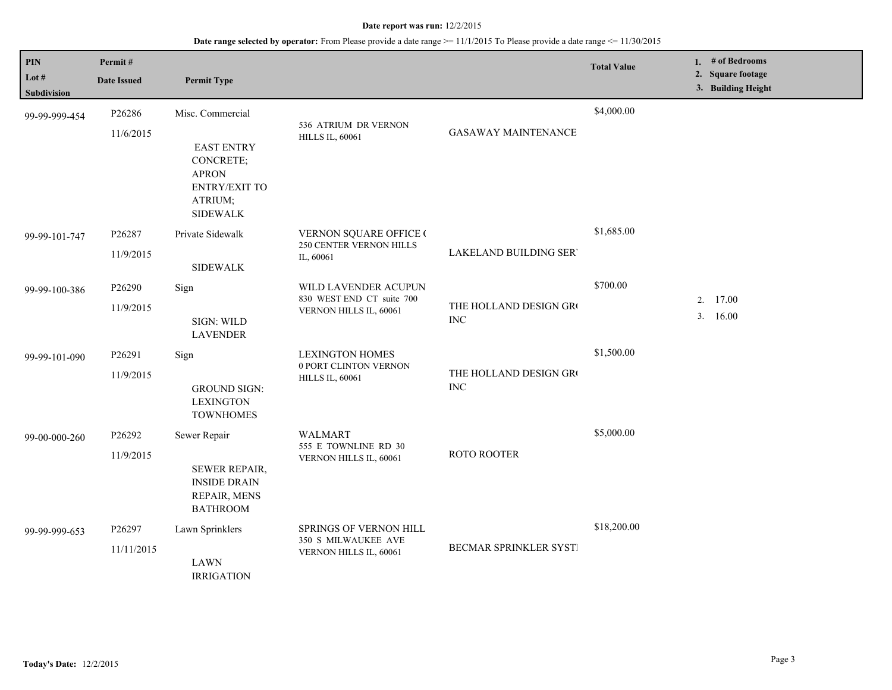**Date report was run:** 12/2/2015

**Date range selected by operator:** From Please provide a date range >= 11/1/2015 To Please provide a date range <= 11/30/2015

| PIN / Lot # / Subdivision | Permit # / Date Issued | Permit Type | | | Total Value | 1. # of Bedrooms 2. Square footage 3. Building Height |
|---|---|---|---|---|---|---|
| 99-99-999-454 | P26286 11/6/2015 | Misc. Commercial EAST ENTRY CONCRETE; APRON ENTRY/EXIT TO ATRIUM; SIDEWALK | 536 ATRIUM DR VERNON HILLS IL, 60061 | GASAWAY MAINTENANCE | $4,000.00 | |
| 99-99-101-747 | P26287 11/9/2015 | Private Sidewalk SIDEWALK | VERNON SQUARE OFFICE ( 250 CENTER VERNON HILLS IL, 60061 | LAKELAND BUILDING SER' | $1,685.00 | |
| 99-99-100-386 | P26290 11/9/2015 | Sign SIGN: WILD LAVENDER | WILD LAVENDER ACUPUN 830 WEST END CT suite 700 VERNON HILLS IL, 60061 | THE HOLLAND DESIGN GR( INC | $700.00 | 2. 17.00 3. 16.00 |
| 99-99-101-090 | P26291 11/9/2015 | Sign GROUND SIGN: LEXINGTON TOWNHOMES | LEXINGTON HOMES 0 PORT CLINTON VERNON HILLS IL, 60061 | THE HOLLAND DESIGN GR( INC | $1,500.00 | |
| 99-00-000-260 | P26292 11/9/2015 | Sewer Repair SEWER REPAIR, INSIDE DRAIN REPAIR, MENS BATHROOM | WALMART 555 E TOWNLINE RD 30 VERNON HILLS IL, 60061 | ROTO ROOTER | $5,000.00 | |
| 99-99-999-653 | P26297 11/11/2015 | Lawn Sprinklers LAWN IRRIGATION | SPRINGS OF VERNON HILL 350 S MILWAUKEE AVE VERNON HILLS IL, 60061 | BECMAR SPRINKLER SYSTI | $18,200.00 | |

**Today's Date:** 12/2/2015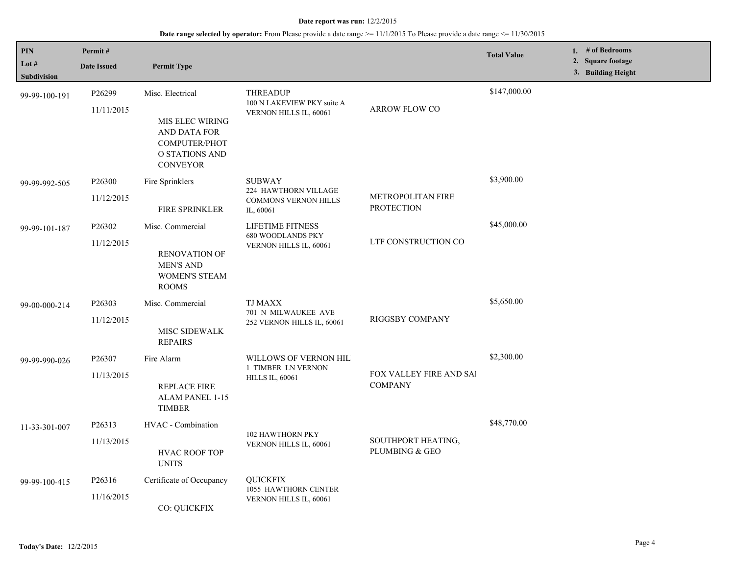**Date report was run:** 12/2/2015

**Date range selected by operator:** From Please provide a date range >= 11/1/2015 To Please provide a date range <= 11/30/2015

| PIN / Lot # / Subdivision | Permit # / Date Issued | Permit Type | | | Total Value | 1. # of Bedrooms 2. Square footage 3. Building Height |
|---|---|---|---|---|---|---|
| 99-99-100-191 | P26299 11/11/2015 | Misc. Electrical<br>MIS ELEC WIRING AND DATA FOR COMPUTER/PHOT O STATIONS AND CONVEYOR | THREADUP<br>100 N LAKEVIEW PKY suite A VERNON HILLS IL, 60061 | ARROW FLOW CO | $147,000.00 | |
| 99-99-992-505 | P26300 11/12/2015 | Fire Sprinklers<br>FIRE SPRINKLER | SUBWAY<br>224 HAWTHORN VILLAGE COMMONS VERNON HILLS IL, 60061 | METROPOLITAN FIRE PROTECTION | $3,900.00 | |
| 99-99-101-187 | P26302 11/12/2015 | Misc. Commercial<br>RENOVATION OF MEN'S AND WOMEN'S STEAM ROOMS | LIFETIME FITNESS<br>680 WOODLANDS PKY VERNON HILLS IL, 60061 | LTF CONSTRUCTION CO | $45,000.00 | |
| 99-00-000-214 | P26303 11/12/2015 | Misc. Commercial<br>MISC SIDEWALK REPAIRS | TJ MAXX<br>701 N MILWAUKEE AVE 252 VERNON HILLS IL, 60061 | RIGGSBY COMPANY | $5,650.00 | |
| 99-99-990-026 | P26307 11/13/2015 | Fire Alarm<br>REPLACE FIRE ALAM PANEL 1-15 TIMBER | WILLOWS OF VERNON HIL<br>1 TIMBER LN VERNON HILLS IL, 60061 | FOX VALLEY FIRE AND SA COMPANY | $2,300.00 | |
| 11-33-301-007 | P26313 11/13/2015 | HVAC - Combination<br>HVAC ROOF TOP UNITS | 102 HAWTHORN PKY VERNON HILLS IL, 60061 | SOUTHPORT HEATING, PLUMBING & GEO | $48,770.00 | |
| 99-99-100-415 | P26316 11/16/2015 | Certificate of Occupancy<br>CO: QUICKFIX | QUICKFIX<br>1055 HAWTHORN CENTER VERNON HILLS IL, 60061 | | | |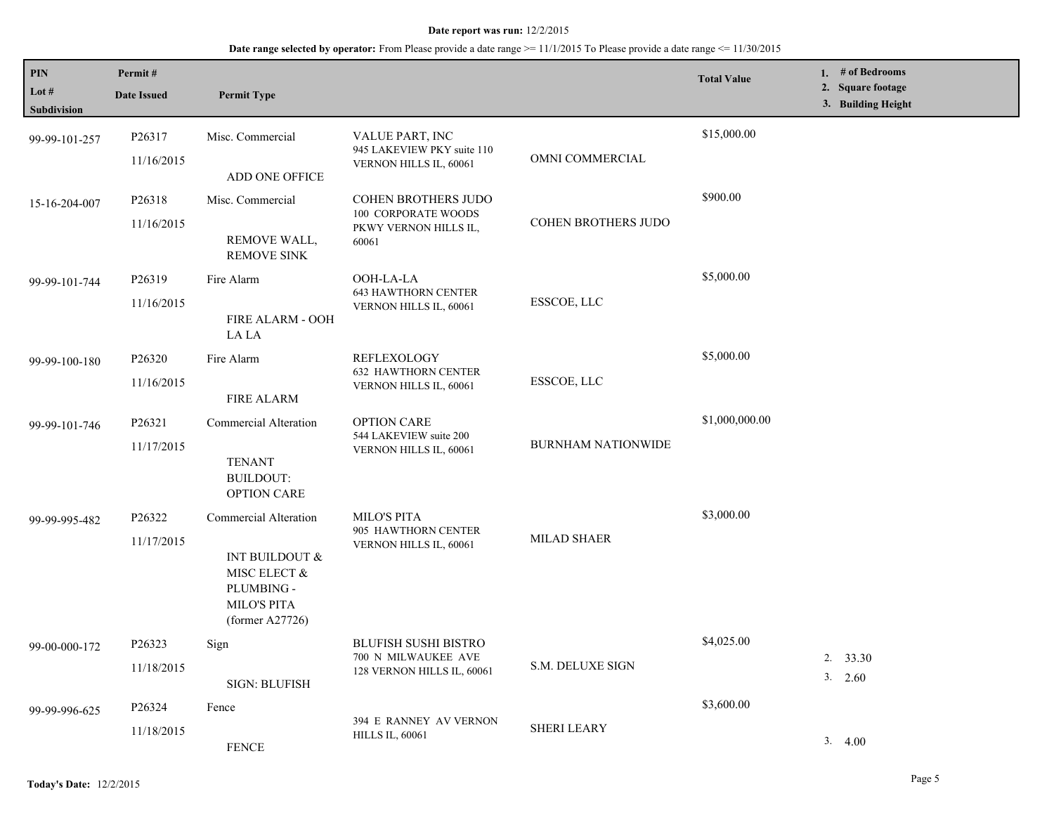**Date report was run:** 12/2/2015

**Date range selected by operator:** From Please provide a date range >= 11/1/2015 To Please provide a date range <= 11/30/2015

| PIN<br>Lot #<br>Subdivision | Permit #<br>Date Issued | Permit Type | | | Total Value | 1. # of Bedrooms<br>2. Square footage<br>3. Building Height |
|---|---|---|---|---|---|---|
| 99-99-101-257 | P26317<br>11/16/2015 | Misc. Commercial<br>ADD ONE OFFICE | VALUE PART, INC<br>945 LAKEVIEW PKY suite 110<br>VERNON HILLS IL, 60061 | OMNI COMMERCIAL | $15,000.00 | |
| 15-16-204-007 | P26318<br>11/16/2015 | Misc. Commercial<br>REMOVE WALL, REMOVE SINK | COHEN BROTHERS JUDO<br>100 CORPORATE WOODS PKWY VERNON HILLS IL, 60061 | COHEN BROTHERS JUDO | $900.00 | |
| 99-99-101-744 | P26319<br>11/16/2015 | Fire Alarm<br>FIRE ALARM - OOH LA LA | OOH-LA-LA<br>643 HAWTHORN CENTER<br>VERNON HILLS IL, 60061 | ESSCOE, LLC | $5,000.00 | |
| 99-99-100-180 | P26320<br>11/16/2015 | Fire Alarm<br>FIRE ALARM | REFLEXOLOGY<br>632 HAWTHORN CENTER<br>VERNON HILLS IL, 60061 | ESSCOE, LLC | $5,000.00 | |
| 99-99-101-746 | P26321<br>11/17/2015 | Commercial Alteration<br>TENANT BUILDOUT: OPTION CARE | OPTION CARE<br>544 LAKEVIEW suite 200<br>VERNON HILLS IL, 60061 | BURNHAM NATIONWIDE | $1,000,000.00 | |
| 99-99-995-482 | P26322<br>11/17/2015 | Commercial Alteration<br>INT BUILDOUT & MISC ELECT & PLUMBING - MILO'S PITA (former A27726) | MILO'S PITA<br>905 HAWTHORN CENTER<br>VERNON HILLS IL, 60061 | MILAD SHAER | $3,000.00 | |
| 99-00-000-172 | P26323<br>11/18/2015 | Sign<br>SIGN: BLUFISH | BLUFISH SUSHI BISTRO<br>700 N MILWAUKEE AVE<br>128 VERNON HILLS IL, 60061 | S.M. DELUXE SIGN | $4,025.00 | 2. 33.30<br>3. 2.60 |
| 99-99-996-625 | P26324<br>11/18/2015 | Fence<br>FENCE | 394 E RANNEY AV VERNON HILLS IL, 60061 | SHERI LEARY | $3,600.00 | 3. 4.00 |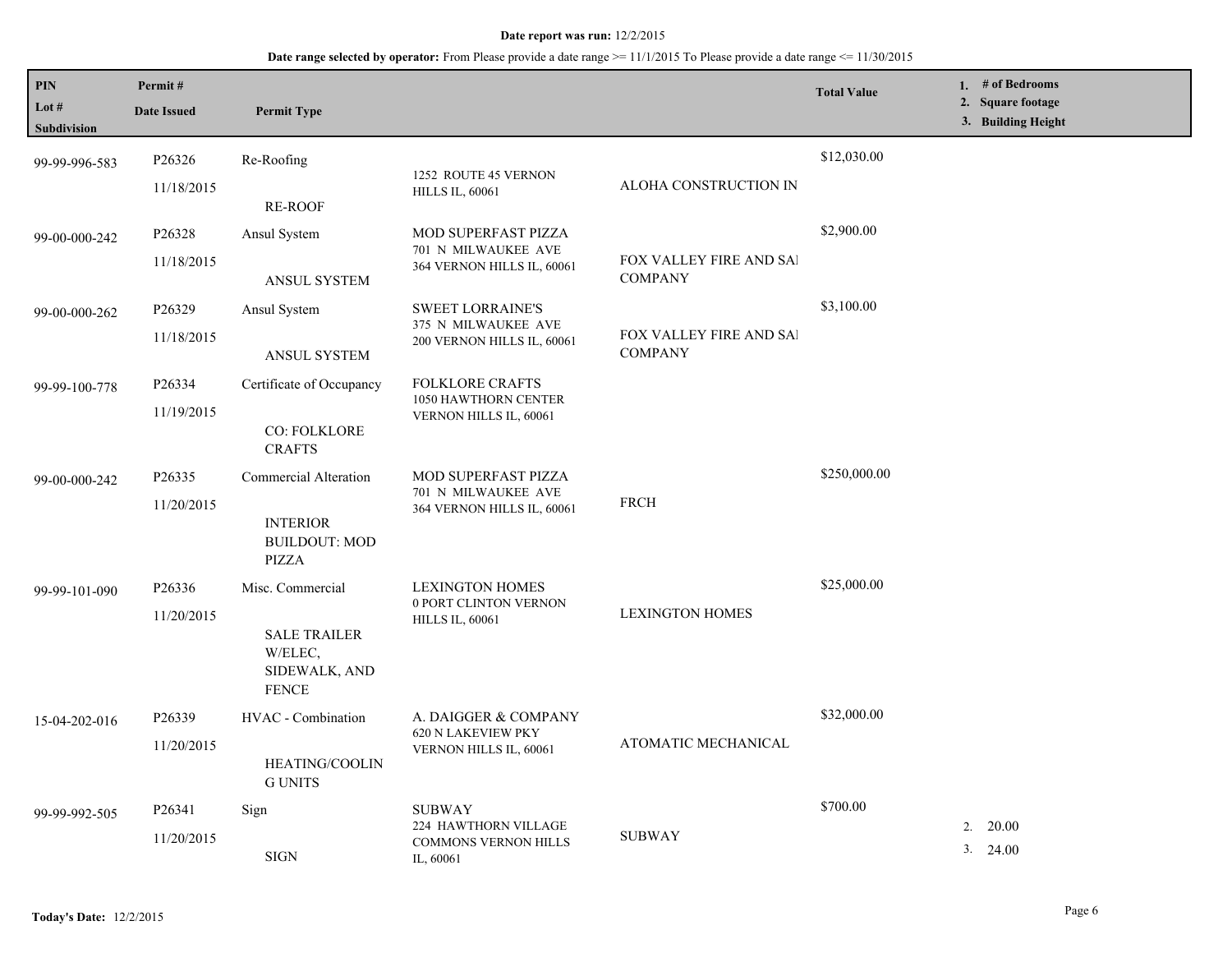**Date report was run:** 12/2/2015

**Date range selected by operator:** From Please provide a date range >= 11/1/2015 To Please provide a date range <= 11/30/2015

| PIN / Lot # / Subdivision | Permit # / Date Issued | Permit Type | | | Total Value | 1. # of Bedrooms 2. Square footage 3. Building Height |
|---|---|---|---|---|---|---|
| 99-99-996-583 | P26326 11/18/2015 | Re-Roofing RE-ROOF | 1252 ROUTE 45 VERNON HILLS IL, 60061 | ALOHA CONSTRUCTION IN | $12,030.00 | |
| 99-00-000-242 | P26328 11/18/2015 | Ansul System ANSUL SYSTEM | MOD SUPERFAST PIZZA 701 N MILWAUKEE AVE 364 VERNON HILLS IL, 60061 | FOX VALLEY FIRE AND SAI COMPANY | $2,900.00 | |
| 99-00-000-262 | P26329 11/18/2015 | Ansul System ANSUL SYSTEM | SWEET LORRAINE'S 375 N MILWAUKEE AVE 200 VERNON HILLS IL, 60061 | FOX VALLEY FIRE AND SAI COMPANY | $3,100.00 | |
| 99-99-100-778 | P26334 11/19/2015 | Certificate of Occupancy CO: FOLKLORE CRAFTS | FOLKLORE CRAFTS 1050 HAWTHORN CENTER VERNON HILLS IL, 60061 | | | |
| 99-00-000-242 | P26335 11/20/2015 | Commercial Alteration INTERIOR BUILDOUT: MOD PIZZA | MOD SUPERFAST PIZZA 701 N MILWAUKEE AVE 364 VERNON HILLS IL, 60061 | FRCH | $250,000.00 | |
| 99-99-101-090 | P26336 11/20/2015 | Misc. Commercial SALE TRAILER W/ELEC, SIDEWALK, AND FENCE | LEXINGTON HOMES 0 PORT CLINTON VERNON HILLS IL, 60061 | LEXINGTON HOMES | $25,000.00 | |
| 15-04-202-016 | P26339 11/20/2015 | HVAC - Combination HEATING/COOLIN G UNITS | A. DAIGGER & COMPANY 620 N LAKEVIEW PKY VERNON HILLS IL, 60061 | ATOMATIC MECHANICAL | $32,000.00 | |
| 99-99-992-505 | P26341 11/20/2015 | Sign SIGN | SUBWAY 224 HAWTHORN VILLAGE COMMONS VERNON HILLS IL, 60061 | SUBWAY | $700.00 | 2. 20.00 3. 24.00 |

**Today's Date:** 12/2/2015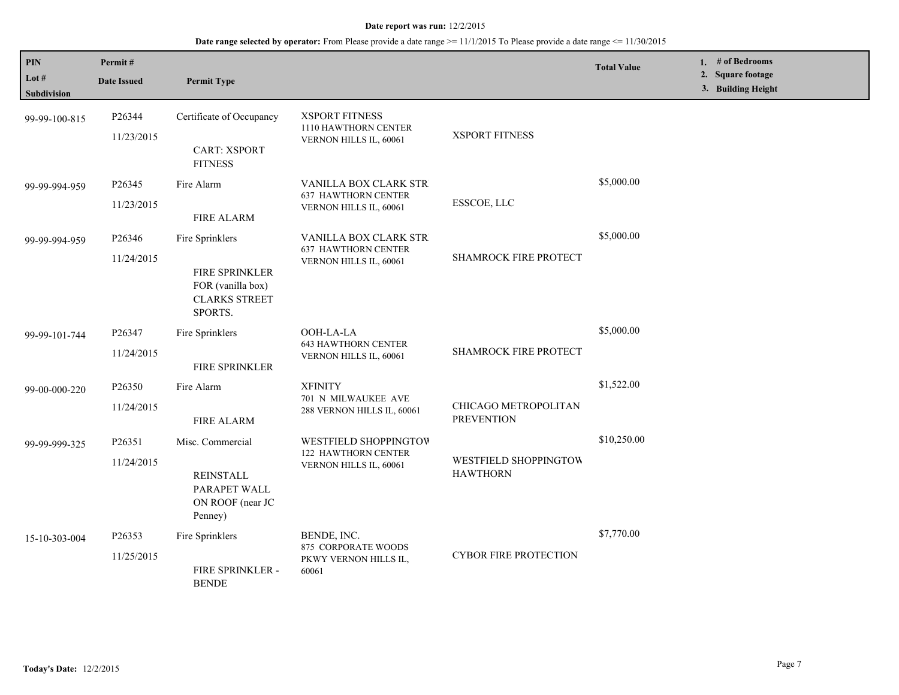**Date report was run:** 12/2/2015

**Date range selected by operator:** From Please provide a date range >= 11/1/2015 To Please provide a date range <= 11/30/2015

| PIN / Lot # / Subdivision | Permit # / Date Issued | Permit Type | | | Total Value | 1. # of Bedrooms 2. Square footage 3. Building Height |
|---|---|---|---|---|---|---|
| 99-99-100-815 | P26344 11/23/2015 | Certificate of Occupancy CART: XSPORT FITNESS | XSPORT FITNESS 1110 HAWTHORN CENTER VERNON HILLS IL, 60061 | XSPORT FITNESS | | |
| 99-99-994-959 | P26345 11/23/2015 | Fire Alarm FIRE ALARM | VANILLA BOX CLARK STR 637 HAWTHORN CENTER VERNON HILLS IL, 60061 | ESSCOE, LLC | $5,000.00 | |
| 99-99-994-959 | P26346 11/24/2015 | Fire Sprinklers FIRE SPRINKLER FOR (vanilla box) CLARKS STREET SPORTS. | VANILLA BOX CLARK STR 637 HAWTHORN CENTER VERNON HILLS IL, 60061 | SHAMROCK FIRE PROTECT | $5,000.00 | |
| 99-99-101-744 | P26347 11/24/2015 | Fire Sprinklers FIRE SPRINKLER | OOH-LA-LA 643 HAWTHORN CENTER VERNON HILLS IL, 60061 | SHAMROCK FIRE PROTECT | $5,000.00 | |
| 99-00-000-220 | P26350 11/24/2015 | Fire Alarm FIRE ALARM | XFINITY 701 N MILWAUKEE AVE 288 VERNON HILLS IL, 60061 | CHICAGO METROPOLITAN PREVENTION | $1,522.00 | |
| 99-99-999-325 | P26351 11/24/2015 | Misc. Commercial REINSTALL PARAPET WALL ON ROOF (near JC Penney) | WESTFIELD SHOPPINGTOW 122 HAWTHORN CENTER VERNON HILLS IL, 60061 | WESTFIELD SHOPPINGTOW HAWTHORN | $10,250.00 | |
| 15-10-303-004 | P26353 11/25/2015 | Fire Sprinklers FIRE SPRINKLER - BENDE | BENDE, INC. 875 CORPORATE WOODS PKWY VERNON HILLS IL, 60061 | CYBOR FIRE PROTECTION | $7,770.00 | |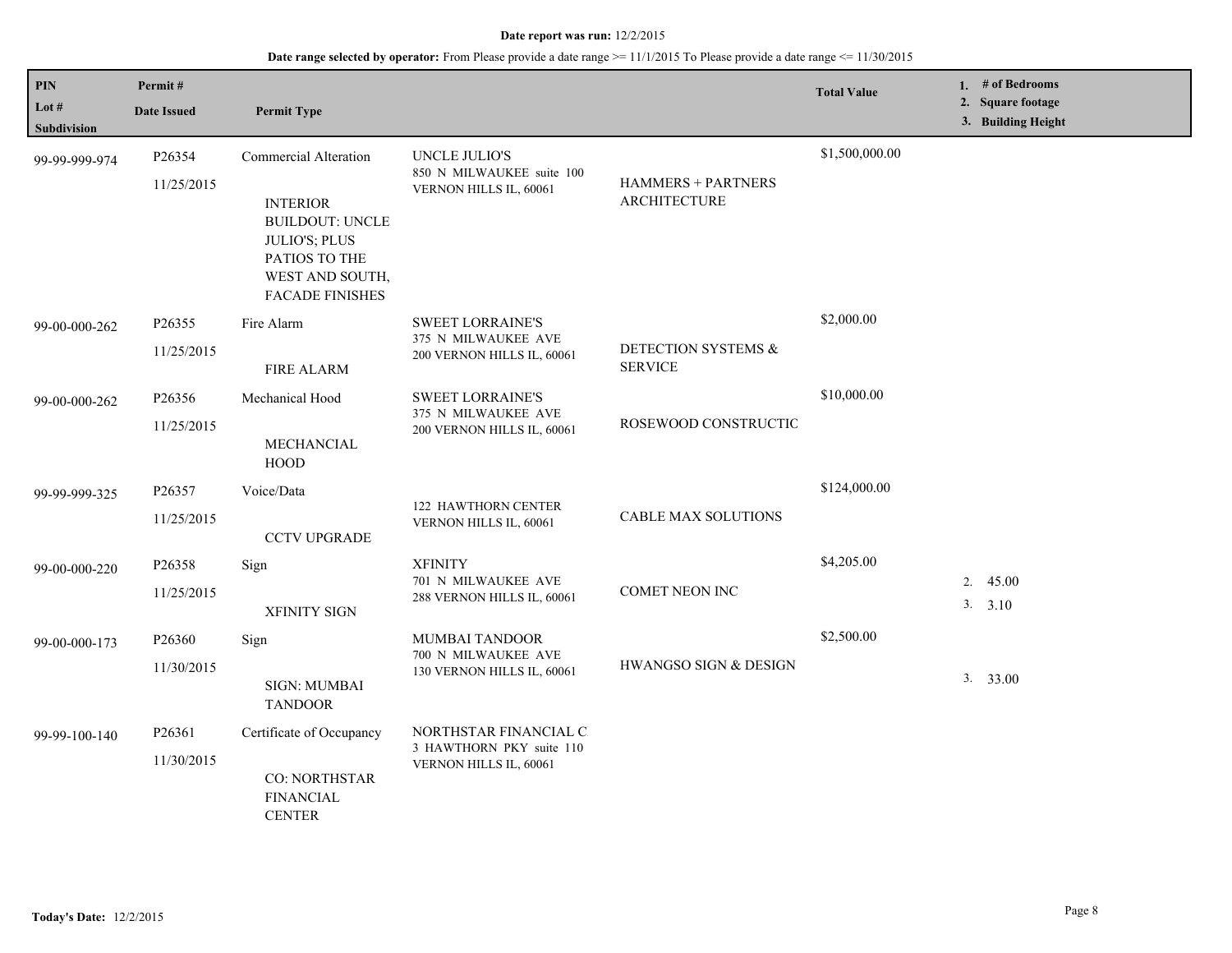**Date report was run:** 12/2/2015

**Date range selected by operator:** From Please provide a date range >= 11/1/2015 To Please provide a date range <= 11/30/2015

| PIN / Lot # / Subdivision | Permit # / Date Issued | Permit Type | | | Total Value | 1. # of Bedrooms 2. Square footage 3. Building Height |
|---|---|---|---|---|---|---|
| 99-99-999-974 | P26354 11/25/2015 | Commercial Alteration INTERIOR BUILDOUT: UNCLE JULIO'S; PLUS PATIOS TO THE WEST AND SOUTH, FACADE FINISHES | UNCLE JULIO'S 850 N MILWAUKEE suite 100 VERNON HILLS IL, 60061 | HAMMERS + PARTNERS ARCHITECTURE | $1,500,000.00 | |
| 99-00-000-262 | P26355 11/25/2015 | Fire Alarm FIRE ALARM | SWEET LORRAINE'S 375 N MILWAUKEE AVE 200 VERNON HILLS IL, 60061 | DETECTION SYSTEMS & SERVICE | $2,000.00 | |
| 99-00-000-262 | P26356 11/25/2015 | Mechanical Hood MECHANCIAL HOOD | SWEET LORRAINE'S 375 N MILWAUKEE AVE 200 VERNON HILLS IL, 60061 | ROSEWOOD CONSTRUCTIC | $10,000.00 | |
| 99-99-999-325 | P26357 11/25/2015 | Voice/Data CCTV UPGRADE | 122 HAWTHORN CENTER VERNON HILLS IL, 60061 | CABLE MAX SOLUTIONS | $124,000.00 | |
| 99-00-000-220 | P26358 11/25/2015 | Sign XFINITY SIGN | XFINITY 701 N MILWAUKEE AVE 288 VERNON HILLS IL, 60061 | COMET NEON INC | $4,205.00 | 2. 45.00 3. 3.10 |
| 99-00-000-173 | P26360 11/30/2015 | Sign SIGN: MUMBAI TANDOOR | MUMBAI TANDOOR 700 N MILWAUKEE AVE 130 VERNON HILLS IL, 60061 | HWANGSO SIGN & DESIGN | $2,500.00 | 3. 33.00 |
| 99-99-100-140 | P26361 11/30/2015 | Certificate of Occupancy CO: NORTHSTAR FINANCIAL CENTER | NORTHSTAR FINANCIAL C 3 HAWTHORN PKY suite 110 VERNON HILLS IL, 60061 | | | |

**Today's Date:** 12/2/2015